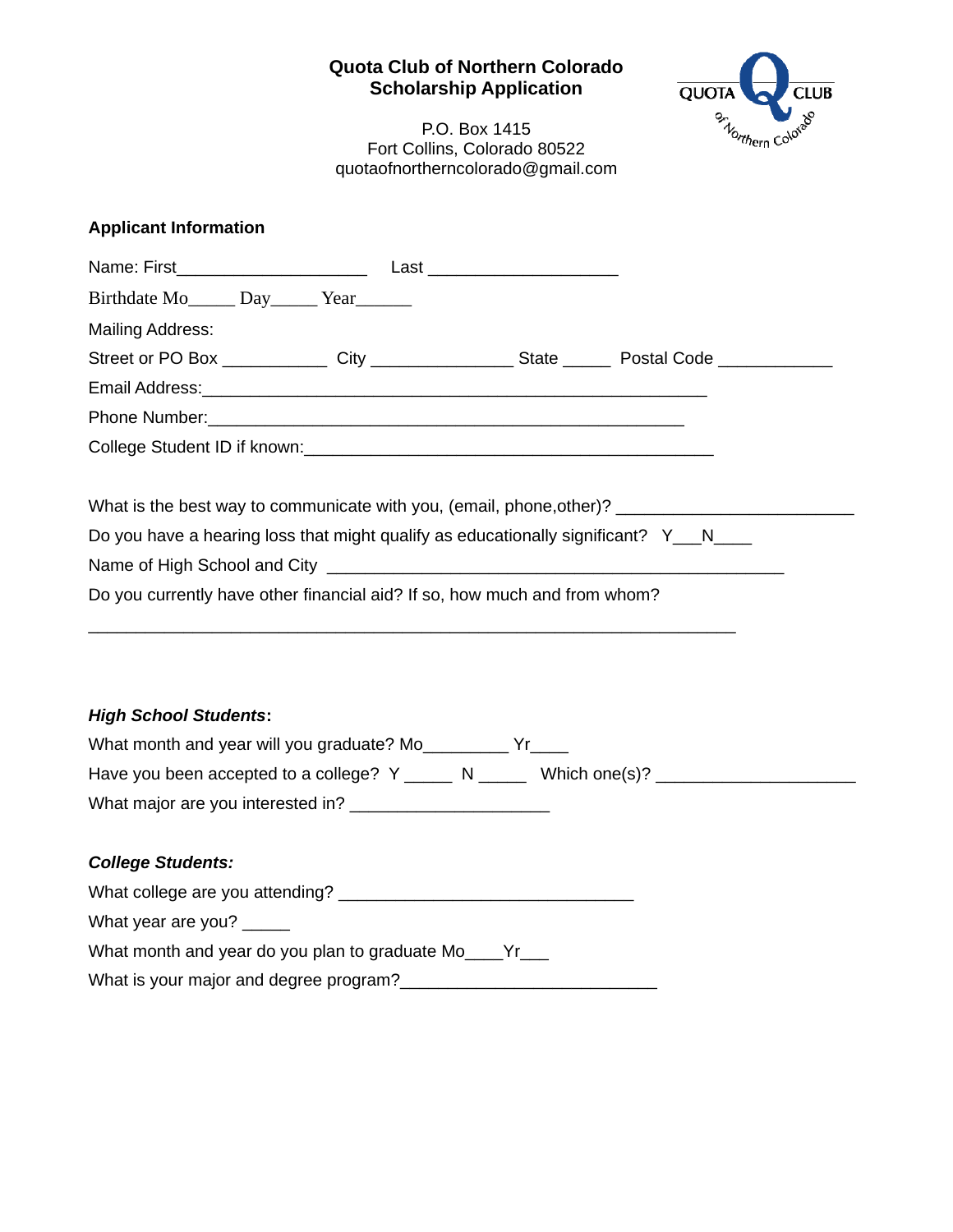# Quota Club of Northern Colorado
## Scholarship Application

P.O. Box 1415
Fort Collins, Colorado 80522
quotaofnortherncolorado@gmail.com

### Applicant Information

Name: First____________________ Last ____________________

Birthdate Mo_____ Day_____ Year______

Mailing Address:

Street or PO Box ___________ City _______________ State _____ Postal Code ____________

Email Address:_______________________________________________________

Phone Number:____________________________________________________

College Student ID if known:____________________________________________

What is the best way to communicate with you, (email, phone,other)? _________________________

Do you have a hearing loss that might qualify as educationally significant? Y___N____

Name of High School and City _________________________________________________

Do you currently have other financial aid? If so, how much and from whom?

_______________________________________________________________________

***High School Students*:**

What month and year will you graduate? Mo_________ Yr____

Have you been accepted to a college? Y _____ N _____ Which one(s)? _____________________

What major are you interested in? _____________________

***College Students:***

What college are you attending? ________________________________

What year are you? _____

What month and year do you plan to graduate Mo____Yr___

What is your major and degree program?___________________________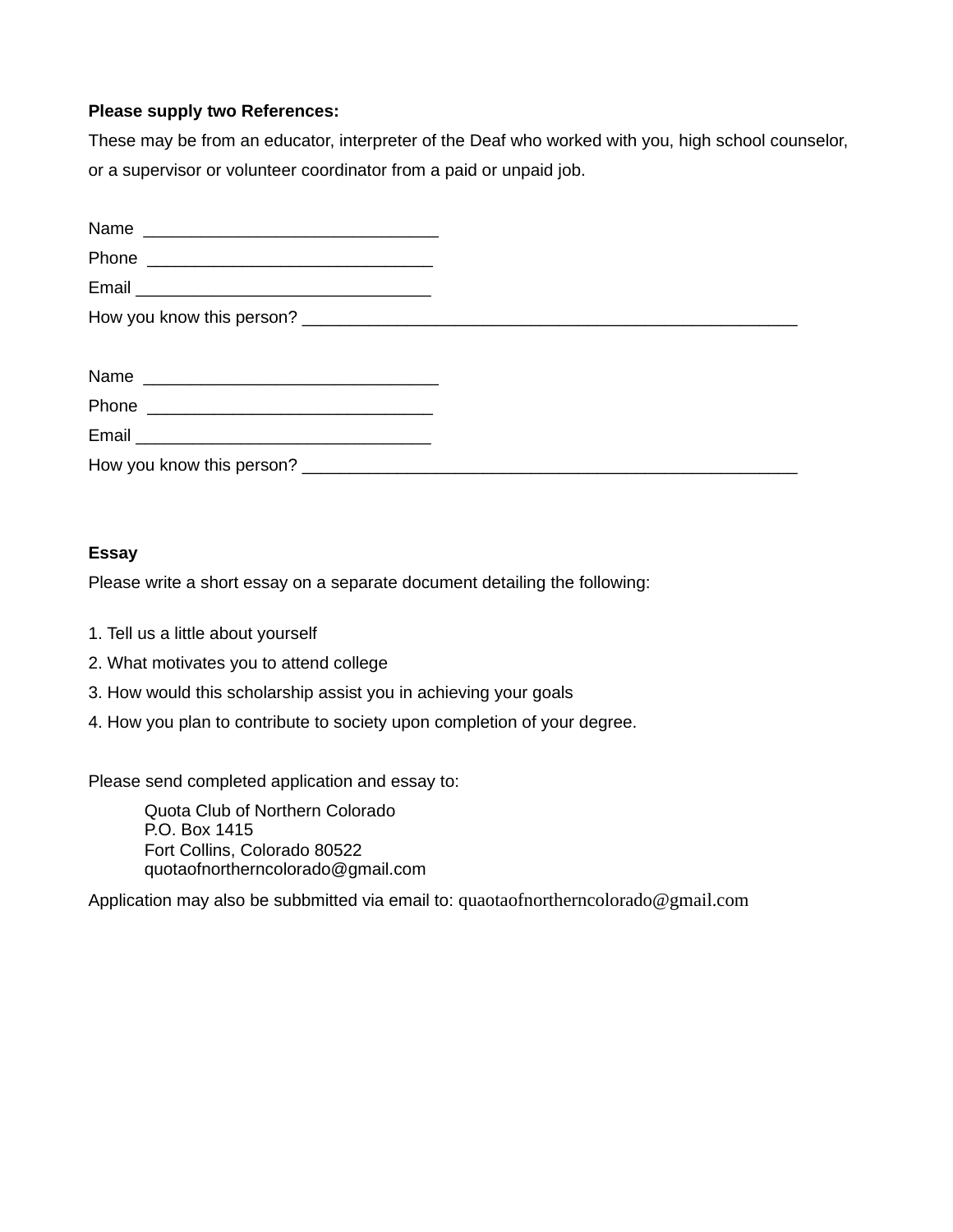**Please supply two References:**

These may be from an educator, interpreter of the Deaf who worked with you, high school counselor, or a supervisor or volunteer coordinator from a paid or unpaid job.

Name ______________________________

Phone ____________________________

Email ______________________________

How you know this person? __________________________________________________

Name ______________________________

Phone ____________________________

Email ______________________________

How you know this person? __________________________________________________

**Essay**

Please write a short essay on a separate document detailing the following:

1. Tell us a little about yourself
2. What motivates you to attend college
3. How would this scholarship assist you in achieving your goals
4. How you plan to contribute to society upon completion of your degree.

Please send completed application and essay to:

> Quota Club of Northern Colorado
> P.O. Box 1415
> Fort Collins, Colorado 80522
> quotaofnortherncolorado@gmail.com

Application may also be subbmitted via email to: quaotaofnortherncolorado@gmail.com